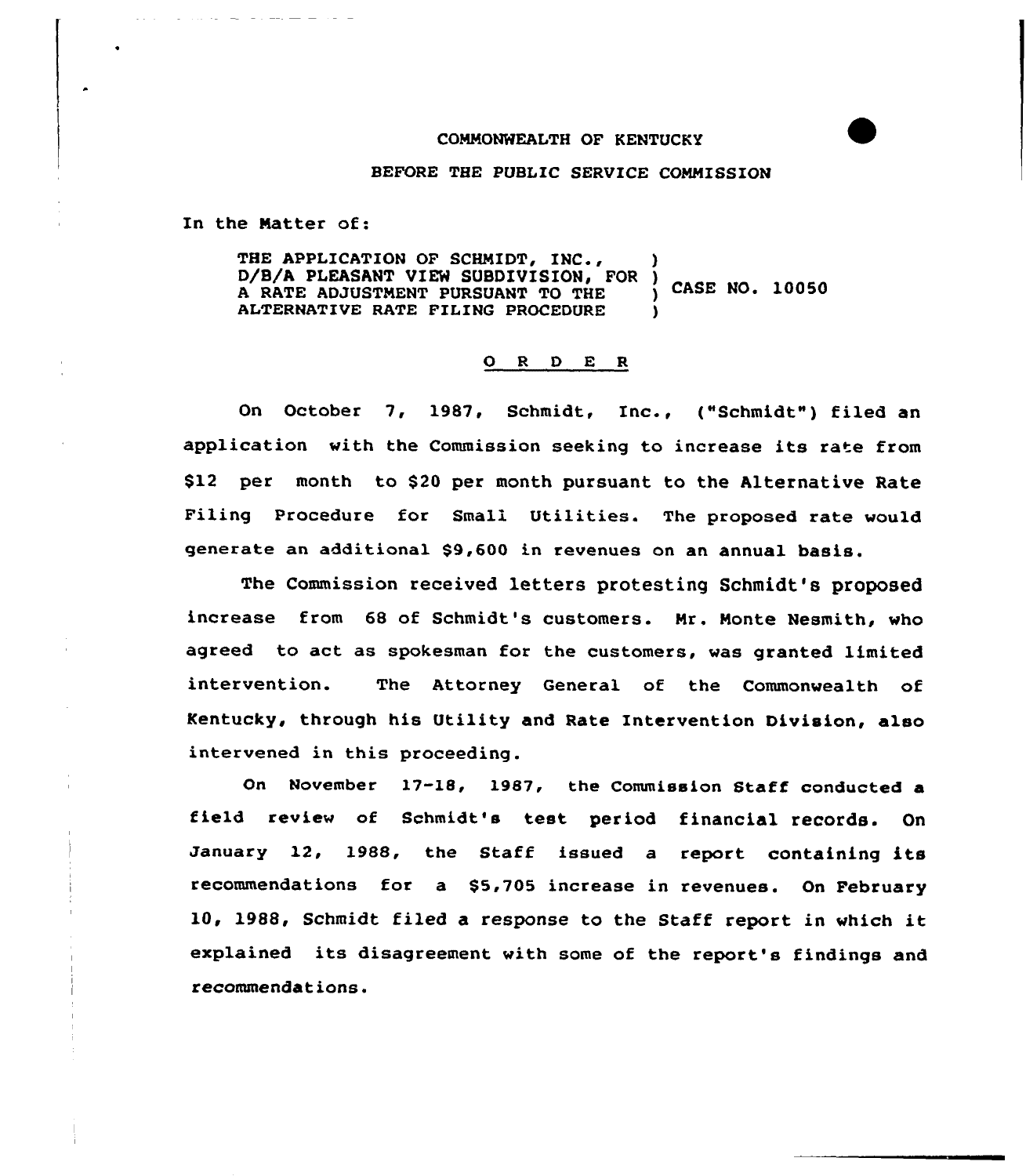COMMONWEALTH OF KENTUCKY

BEFORE THE PUBLIC SERVICE COMMISSION

In the Matter of:

THE APPLICATION OF SCHMIDT, INC., D/B/A PLEASANT VIEW SUBDIVISION, FOR A RATE ADJUSTMENT PURSUANT TO THE ALTERNATIVE RATE FILING PROCEDURE ) CASE NO. 10050

O R D E R

On October 7, 1987, Schmidt, Inc., ("Schmidt") filed an application with the Commission seeking to increase its rate from $12 per month to $20 per month pursuant to the Alternative Rate Filing Procedure for Small Utilities. The proposed rate would generate an additional $9,600 in revenues on an annual basis.

The Commission received letters protesting Schmidt's proposed increase from 68 of Schmidt's customers. Mr. Monte Nesmith, who agreed to act as spokesman for the customers, was granted limited intervention. The Attorney General of the Commonwealth of Kentucky, through his Utility and Rate Intervention Division, also intervened in this proceeding.

On November 17-18, 1987, the Commission Staff conducted a field review of Schmidt's test period financial records. On January 12, 1988, the Staff issued a report containing its recommendations for a $5,705 increase in revenues. On February 10, 1988, Schmidt filed a response to the Staff report in which it explained its disagreement with some of the report's findings and recommendations.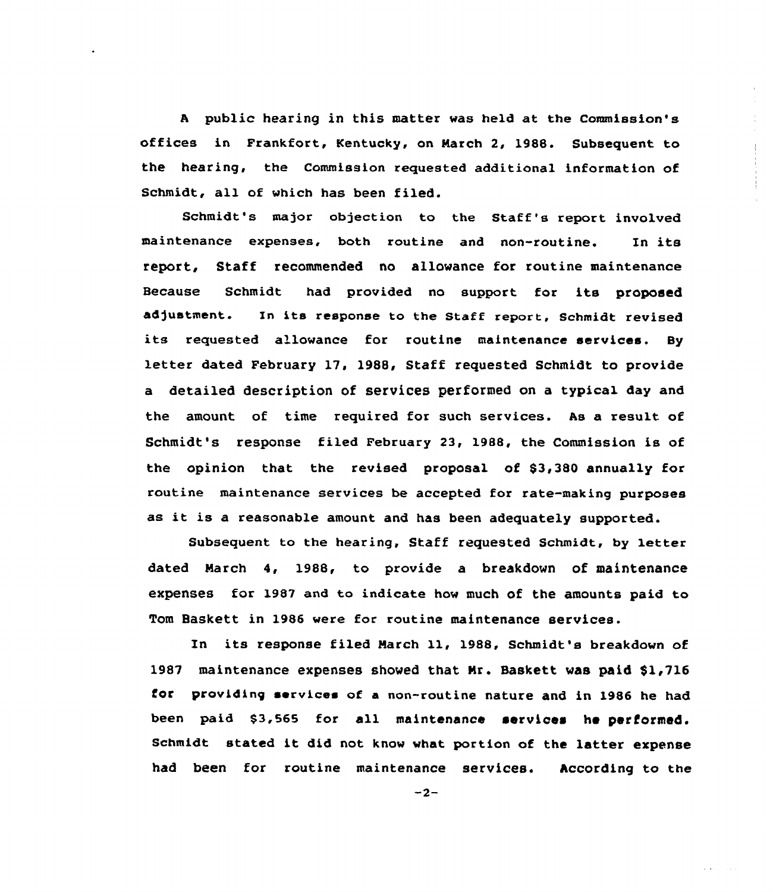A public hearing in this matter was held at the Commission's offices in Frankfort, Kentucky, on March 2, 1988. Subsequent to the hearing, the Commission requested additional information of Schmidt, all of which has been filed.

Schmidt's major objection to the Staff's report involved maintenance expenses, both routine and non-routine. In its report, Staff recommended no allowance for routine maintenance Because Schmidt had provided no support for its proposed adjustment. In its response to the Staff report, Schmidt revised its requested allowance for routine maintenance services. By letter dated February 17, 1988, Staff requested Schmidt to provide a detailed description of services performed on a typical day and the amount of time required for such services. As a result of Schmidt's response filed February 23, 1988, the Commission is of the opinion that the revised proposal of $3,380 annually for routine maintenance services be accepted for rate-making purposes as it is a reasonable amount and has been adequately supported.

Subsequent to the hearing, Staff requested Schmidt, by letter dated March 4, 1988, to provide a breakdown of maintenance expenses for 1987 and to indicate how much of the amounts paid to Tom Baskett in 1986 were for routine maintenance services.

In its response filed March 11, 1988, Schmidt's breakdown of 1987 maintenance expenses showed that Mr. Baskett was paid $1,716 for providing services of a non-routine nature and in 1986 he had been paid $3,565 for all maintenance services he performed. Schmidt stated it did not know what portion of the latter expense had been for routine maintenance services. According to the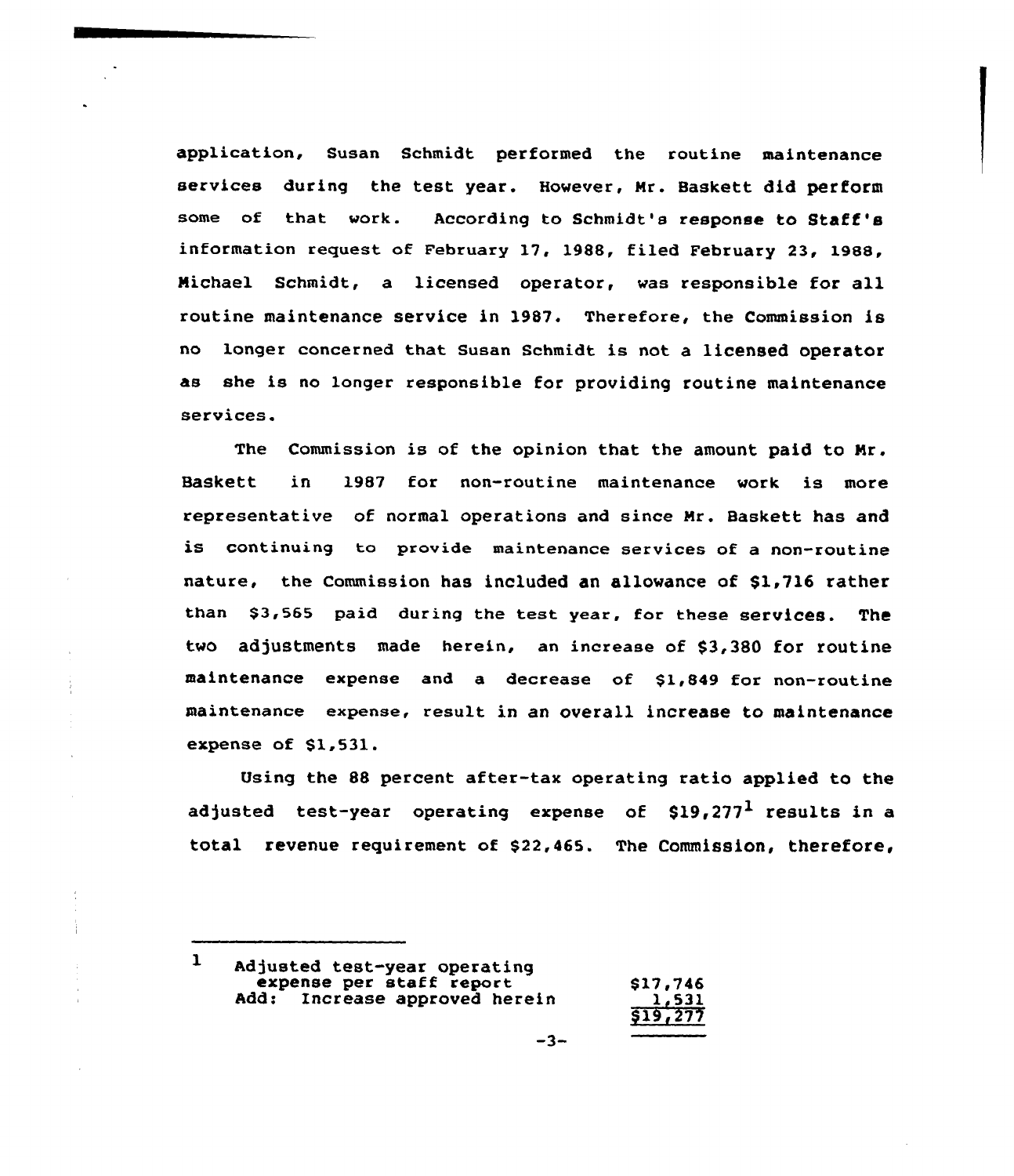application, Susan Schmidt performed the routine maintenance services during the test year. However, Mr. Baskett did perform some of that work. According to Schmidt's response to Staff's information request of February 17, 1988, filed February 23, 1988, Michael Schmidt, a licensed operator, was responsible for all routine maintenance service in 1987. Therefore, the Commission is no longer concerned that Susan Schmidt is not a licensed operator as she is no longer responsible for providing routine maintenance services.

The Commission is of the opinion that the amount paid to Mr. Baskett in 1987 for non-routine maintenance work is more representative of normal operations and since Mr. Baskett has and is continuing to provide maintenance services of a non-routine nature, the Commission has included an allowance of $1,716 rather than $3,565 paid during the test year, for these services. The two adjustments made herein, an increase of $3,380 for routine maintenance expense and a decrease of $1,849 for non-routine maintenance expense, result in an overall increase to maintenance expense of $1,531.

Using the 88 percent after-tax operating ratio applied to the adjusted test-year operating expense of $19,277[1] results in a total revenue requirement of $22,465. The Commission, therefore,

---

[1]

| | |
|---|---|
| Adjusted test-year operating expense per staff report | $17,746 |
| Add: Increase approved herein | 1,531 |
| | $19,277 |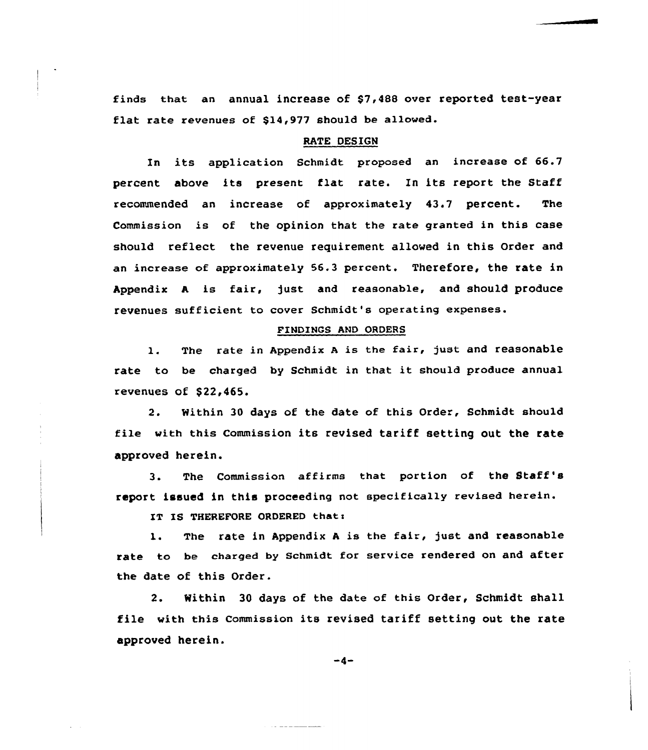finds that an annual increase of $7,488 over reported test-year flat rate revenues of $14,977 should be allowed.

## RATE DESIGN

In its application Schmidt proposed an increase of 66.7 percent above its present flat rate. In its report the Staff recommended an increase of approximately 43.7 percent. The Commission is of the opinion that the rate granted in this case should reflect the revenue requirement allowed in this Order and an increase of approximately 56.3 percent. Therefore, the rate in Appendix A is fair, just and reasonable, and should produce revenues sufficient to cover Schmidt's operating expenses.

## FINDINGS AND ORDERS

1. The rate in Appendix A is the fair, just and reasonable rate to be charged by Schmidt in that it should produce annual revenues of $22,465.

2. Within 30 days of the date of this Order, Schmidt should file with this Commission its revised tariff setting out the rate approved herein.

3. The Commission affirms that portion of the Staff's report issued in this proceeding not specifically revised herein.

IT IS THEREFORE ORDERED that:

1. The rate in Appendix A is the fair, just and reasonable rate to be charged by Schmidt for service rendered on and after the date of this Order.

2. Within 30 days of the date of this Order, Schmidt shall file with this Commission its revised tariff setting out the rate approved herein.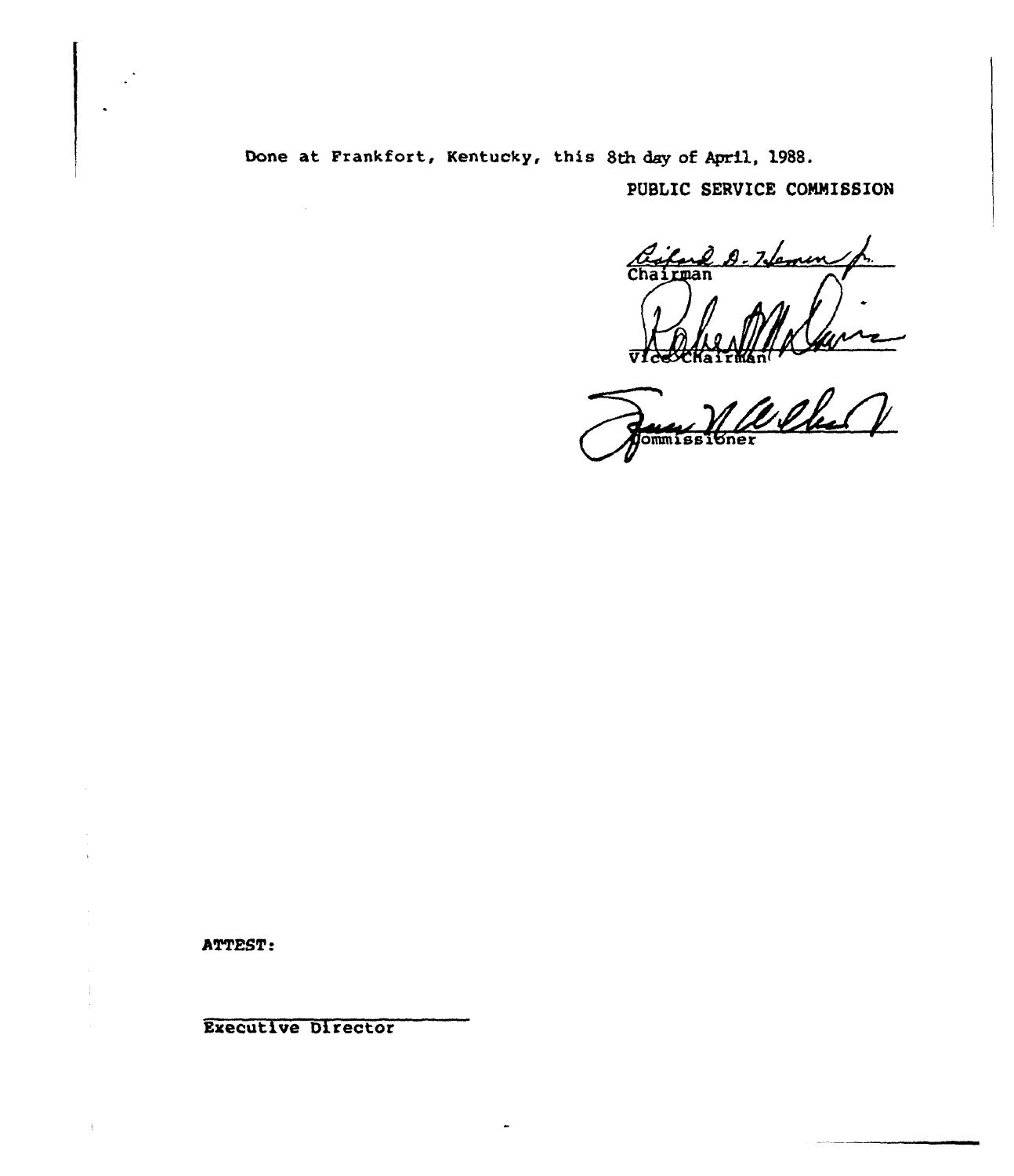Done at Frankfort, Kentucky, this 8th day of April, 1988.

PUBLIC SERVICE COMMISSION

Chairman

Vice Chairman

Commissioner

ATTEST:

Executive Director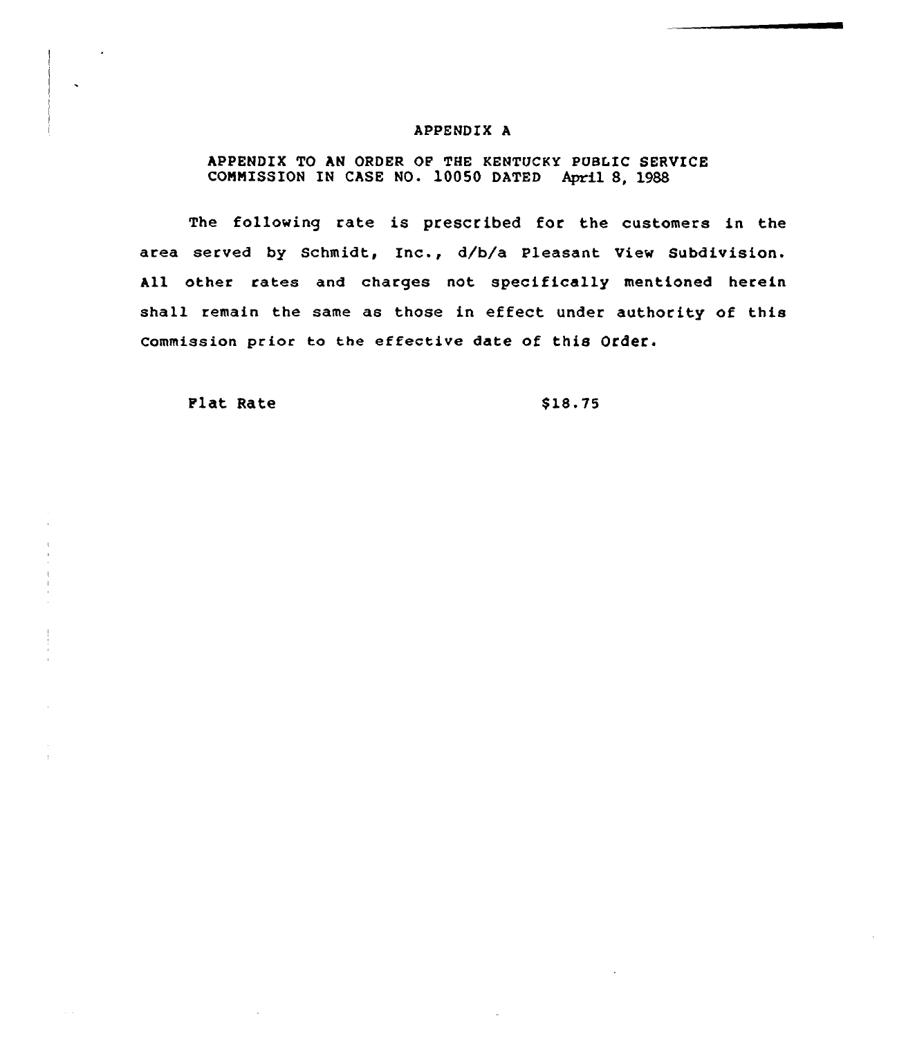# APPENDIX A

## APPENDIX TO AN ORDER OF THE KENTUCKY PUBLIC SERVICE COMMISSION IN CASE NO. 10050 DATED April 8, 1988

The following rate is prescribed for the customers in the area served by Schmidt, Inc., d/b/a Pleasant View Subdivision. All other rates and charges not specifically mentioned herein shall remain the same as those in effect under authority of this Commission prior to the effective date of this Order.

| | |
|---|---|
| Flat Rate | $18.75 |